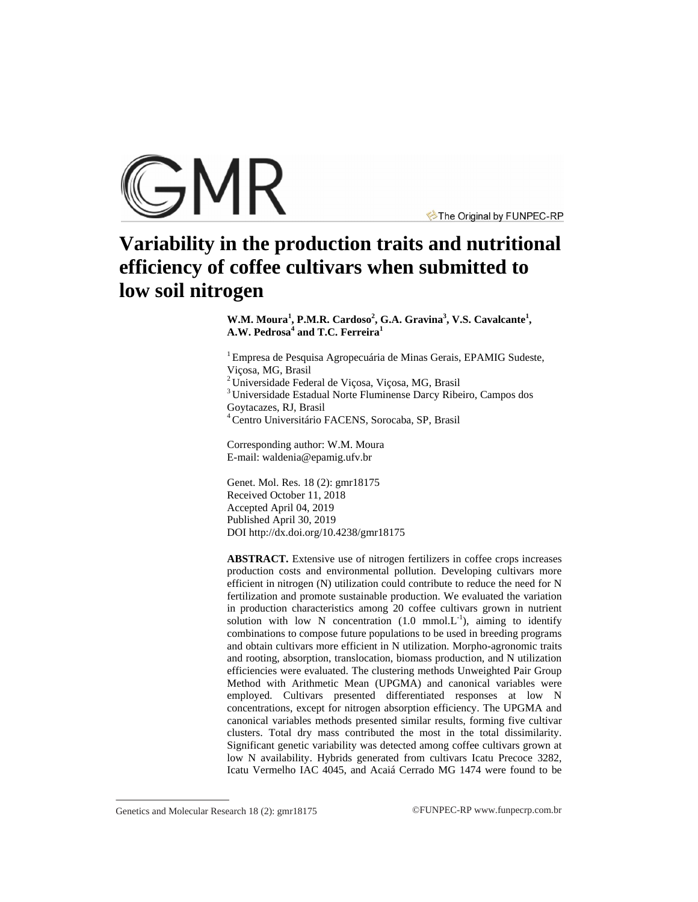# Variability in the production traits and nutritional efficiency of coffee cultivars when submitted to low soil nitrogen

**W.M. Moura[1], P.M.R. Cardoso[2], G.A. Gravina[3], V.S. Cavalcante[1], A.W. Pedrosa[4] and T.C. Ferreira[1]**

[1] Empresa de Pesquisa Agropecuária de Minas Gerais, EPAMIG Sudeste, Viçosa, MG, Brasil
[2] Universidade Federal de Viçosa, Viçosa, MG, Brasil
[3] Universidade Estadual Norte Fluminense Darcy Ribeiro, Campos dos Goytacazes, RJ, Brasil
[4] Centro Universitário FACENS, Sorocaba, SP, Brasil

Corresponding author: W.M. Moura
E-mail: waldenia@epamig.ufv.br

Genet. Mol. Res. 18 (2): gmr18175
Received October 11, 2018
Accepted April 04, 2019
Published April 30, 2019
DOI http://dx.doi.org/10.4238/gmr18175

**ABSTRACT.** Extensive use of nitrogen fertilizers in coffee crops increases production costs and environmental pollution. Developing cultivars more efficient in nitrogen (N) utilization could contribute to reduce the need for N fertilization and promote sustainable production. We evaluated the variation in production characteristics among 20 coffee cultivars grown in nutrient solution with low N concentration (1.0 $mmol.L^{-1}$), aiming to identify combinations to compose future populations to be used in breeding programs and obtain cultivars more efficient in N utilization. Morpho-agronomic traits and rooting, absorption, translocation, biomass production, and N utilization efficiencies were evaluated. The clustering methods Unweighted Pair Group Method with Arithmetic Mean (UPGMA) and canonical variables were employed. Cultivars presented differentiated responses at low N concentrations, except for nitrogen absorption efficiency. The UPGMA and canonical variables methods presented similar results, forming five cultivar clusters. Total dry mass contributed the most in the total dissimilarity. Significant genetic variability was detected among coffee cultivars grown at low N availability. Hybrids generated from cultivars Icatu Precoce 3282, Icatu Vermelho IAC 4045, and Acaiá Cerrado MG 1474 were found to be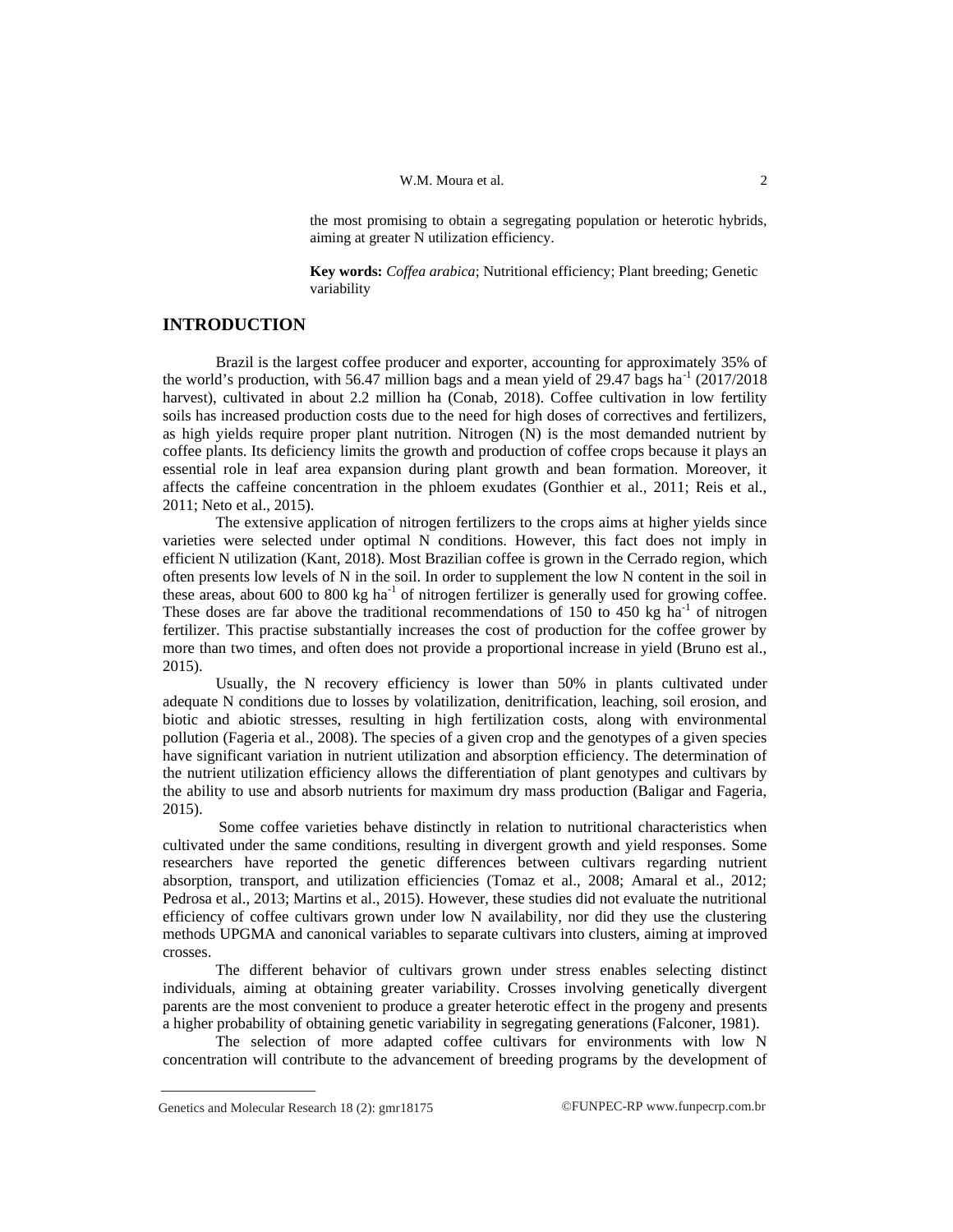the most promising to obtain a segregating population or heterotic hybrids, aiming at greater N utilization efficiency.

**Key words:** *Coffea arabica*; Nutritional efficiency; Plant breeding; Genetic variability

## INTRODUCTION

Brazil is the largest coffee producer and exporter, accounting for approximately 35% of the world's production, with 56.47 million bags and a mean yield of 29.47 bags $ha^{-1}$ (2017/2018 harvest), cultivated in about 2.2 million ha (Conab, 2018). Coffee cultivation in low fertility soils has increased production costs due to the need for high doses of correctives and fertilizers, as high yields require proper plant nutrition. Nitrogen (N) is the most demanded nutrient by coffee plants. Its deficiency limits the growth and production of coffee crops because it plays an essential role in leaf area expansion during plant growth and bean formation. Moreover, it affects the caffeine concentration in the phloem exudates (Gonthier et al., 2011; Reis et al., 2011; Neto et al., 2015).

The extensive application of nitrogen fertilizers to the crops aims at higher yields since varieties were selected under optimal N conditions. However, this fact does not imply in efficient N utilization (Kant, 2018). Most Brazilian coffee is grown in the Cerrado region, which often presents low levels of N in the soil. In order to supplement the low N content in the soil in these areas, about 600 to 800 kg $ha^{-1}$ of nitrogen fertilizer is generally used for growing coffee. These doses are far above the traditional recommendations of 150 to 450 kg $ha^{-1}$ of nitrogen fertilizer. This practise substantially increases the cost of production for the coffee grower by more than two times, and often does not provide a proportional increase in yield (Bruno est al., 2015).

Usually, the N recovery efficiency is lower than 50% in plants cultivated under adequate N conditions due to losses by volatilization, denitrification, leaching, soil erosion, and biotic and abiotic stresses, resulting in high fertilization costs, along with environmental pollution (Fageria et al., 2008). The species of a given crop and the genotypes of a given species have significant variation in nutrient utilization and absorption efficiency. The determination of the nutrient utilization efficiency allows the differentiation of plant genotypes and cultivars by the ability to use and absorb nutrients for maximum dry mass production (Baligar and Fageria, 2015).

Some coffee varieties behave distinctly in relation to nutritional characteristics when cultivated under the same conditions, resulting in divergent growth and yield responses. Some researchers have reported the genetic differences between cultivars regarding nutrient absorption, transport, and utilization efficiencies (Tomaz et al., 2008; Amaral et al., 2012; Pedrosa et al., 2013; Martins et al., 2015). However, these studies did not evaluate the nutritional efficiency of coffee cultivars grown under low N availability, nor did they use the clustering methods UPGMA and canonical variables to separate cultivars into clusters, aiming at improved crosses.

The different behavior of cultivars grown under stress enables selecting distinct individuals, aiming at obtaining greater variability. Crosses involving genetically divergent parents are the most convenient to produce a greater heterotic effect in the progeny and presents a higher probability of obtaining genetic variability in segregating generations (Falconer, 1981).

The selection of more adapted coffee cultivars for environments with low N concentration will contribute to the advancement of breeding programs by the development of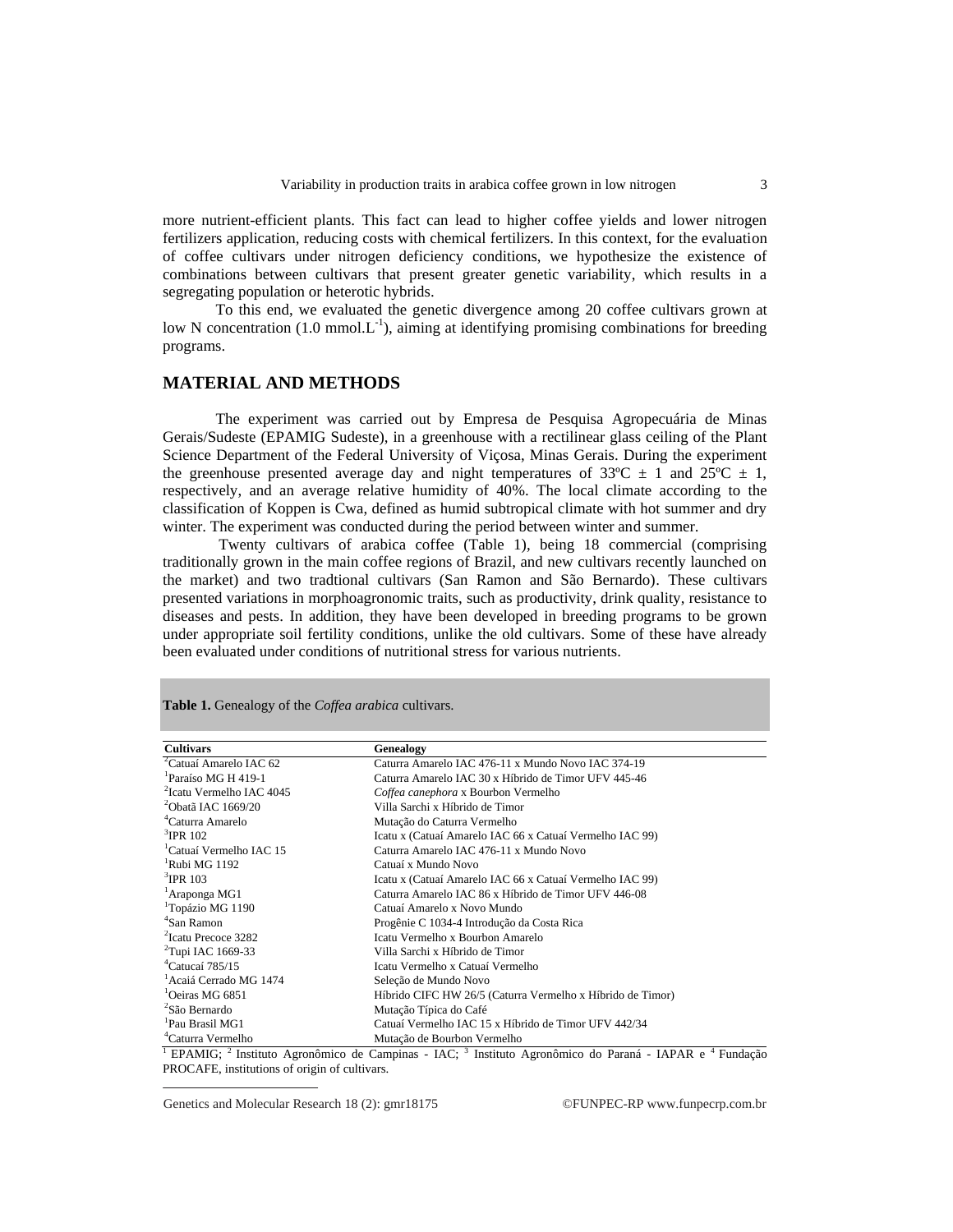more nutrient-efficient plants. This fact can lead to higher coffee yields and lower nitrogen fertilizers application, reducing costs with chemical fertilizers. In this context, for the evaluation of coffee cultivars under nitrogen deficiency conditions, we hypothesize the existence of combinations between cultivars that present greater genetic variability, which results in a segregating population or heterotic hybrids.

To this end, we evaluated the genetic divergence among 20 coffee cultivars grown at low N concentration (1.0 mmol.L$^{-1}$), aiming at identifying promising combinations for breeding programs.

## MATERIAL AND METHODS

The experiment was carried out by Empresa de Pesquisa Agropecuária de Minas Gerais/Sudeste (EPAMIG Sudeste), in a greenhouse with a rectilinear glass ceiling of the Plant Science Department of the Federal University of Viçosa, Minas Gerais. During the experiment the greenhouse presented average day and night temperatures of 33ºC ± 1 and 25ºC ± 1, respectively, and an average relative humidity of 40%. The local climate according to the classification of Koppen is Cwa, defined as humid subtropical climate with hot summer and dry winter. The experiment was conducted during the period between winter and summer.

Twenty cultivars of arabica coffee (Table 1), being 18 commercial (comprising traditionally grown in the main coffee regions of Brazil, and new cultivars recently launched on the market) and two tradtional cultivars (San Ramon and São Bernardo). These cultivars presented variations in morphoagronomic traits, such as productivity, drink quality, resistance to diseases and pests. In addition, they have been developed in breeding programs to be grown under appropriate soil fertility conditions, unlike the old cultivars. Some of these have already been evaluated under conditions of nutritional stress for various nutrients.

**Table 1.** Genealogy of the *Coffea arabica* cultivars.

| Cultivars | Genealogy |
|---|---|
| [2]Catuaí Amarelo IAC 62 | Caturra Amarelo IAC 476-11 x Mundo Novo IAC 374-19 |
| [1]Paraíso MG H 419-1 | Caturra Amarelo IAC 30 x Híbrido de Timor UFV 445-46 |
| [2]Icatu Vermelho IAC 4045 | *Coffea canephora* x Bourbon Vermelho |
| [2]Obatã IAC 1669/20 | Villa Sarchi x Híbrido de Timor |
| [4]Caturra Amarelo | Mutação do Caturra Vermelho |
| [3]IPR 102 | Icatu x (Catuaí Amarelo IAC 66 x Catuaí Vermelho IAC 99) |
| [1]Catuaí Vermelho IAC 15 | Caturra Amarelo IAC 476-11 x Mundo Novo |
| [1]Rubi MG 1192 | Catuaí x Mundo Novo |
| [3]IPR 103 | Icatu x (Catuaí Amarelo IAC 66 x Catuaí Vermelho IAC 99) |
| [1]Araponga MG1 | Caturra Amarelo IAC 86 x Híbrido de Timor UFV 446-08 |
| [1]Topázio MG 1190 | Catuaí Amarelo x Novo Mundo |
| [4]San Ramon | Progênie C 1034-4 Introdução da Costa Rica |
| [2]Icatu Precoce 3282 | Icatu Vermelho x Bourbon Amarelo |
| [2]Tupi IAC 1669-33 | Villa Sarchi x Híbrido de Timor |
| [4]Catucaí 785/15 | Icatu Vermelho x Catuaí Vermelho |
| [1]Acaiá Cerrado MG 1474 | Seleção de Mundo Novo |
| [1]Oeiras MG 6851 | Híbrido CIFC HW 26/5 (Caturra Vermelho x Híbrido de Timor) |
| [2]São Bernardo | Mutação Típica do Café |
| [1]Pau Brasil MG1 | Catuaí Vermelho IAC 15 x Híbrido de Timor UFV 442/34 |
| [4]Caturra Vermelho | Mutação de Bourbon Vermelho |

[1] EPAMIG; [2] Instituto Agronômico de Campinas - IAC; [3] Instituto Agronômico do Paraná - IAPAR e [4] Fundação PROCAFE, institutions of origin of cultivars.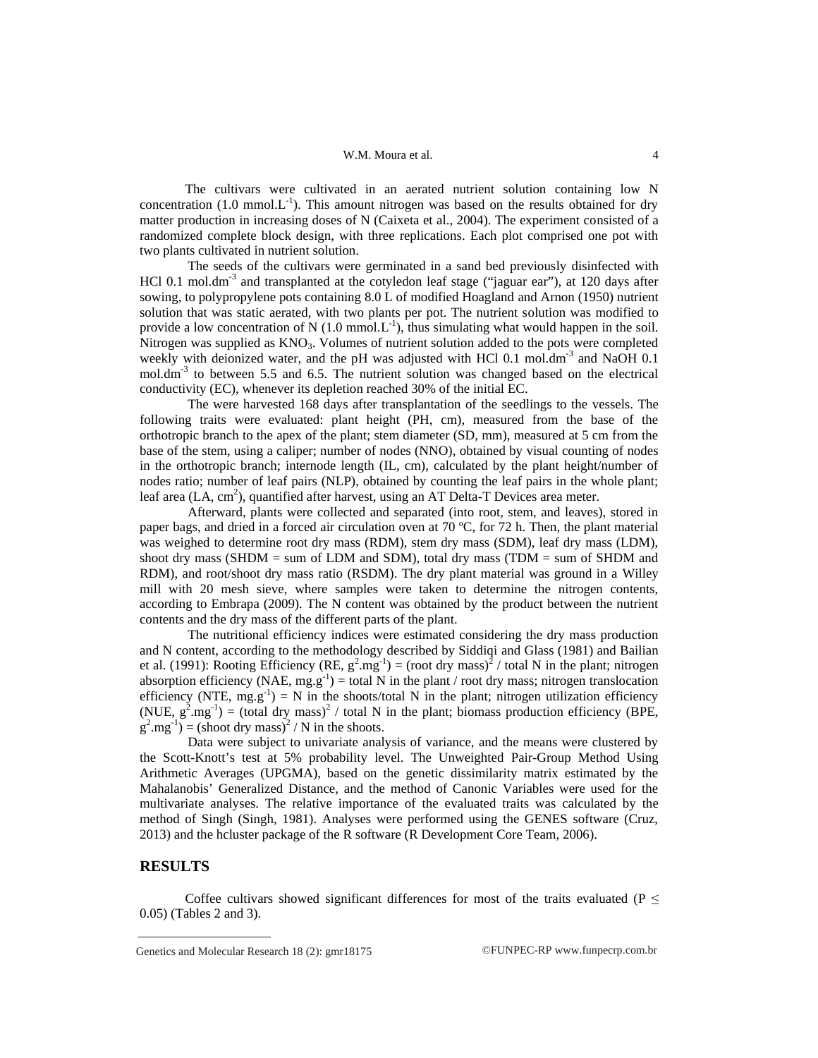The cultivars were cultivated in an aerated nutrient solution containing low N concentration (1.0 $mmol.L^{-1}$). This amount nitrogen was based on the results obtained for dry matter production in increasing doses of N (Caixeta et al., 2004). The experiment consisted of a randomized complete block design, with three replications. Each plot comprised one pot with two plants cultivated in nutrient solution.

The seeds of the cultivars were germinated in a sand bed previously disinfected with HCl 0.1 $mol.dm^{-3}$ and transplanted at the cotyledon leaf stage ("jaguar ear"), at 120 days after sowing, to polypropylene pots containing 8.0 L of modified Hoagland and Arnon (1950) nutrient solution that was static aerated, with two plants per pot. The nutrient solution was modified to provide a low concentration of N (1.0 $mmol.L^{-1}$), thus simulating what would happen in the soil. Nitrogen was supplied as $KNO_3$. Volumes of nutrient solution added to the pots were completed weekly with deionized water, and the pH was adjusted with HCl 0.1 $mol.dm^{-3}$ and NaOH 0.1 $mol.dm^{-3}$ to between 5.5 and 6.5. The nutrient solution was changed based on the electrical conductivity (EC), whenever its depletion reached 30% of the initial EC.

The were harvested 168 days after transplantation of the seedlings to the vessels. The following traits were evaluated: plant height (PH, cm), measured from the base of the orthotropic branch to the apex of the plant; stem diameter (SD, mm), measured at 5 cm from the base of the stem, using a caliper; number of nodes (NNO), obtained by visual counting of nodes in the orthotropic branch; internode length (IL, cm), calculated by the plant height/number of nodes ratio; number of leaf pairs (NLP), obtained by counting the leaf pairs in the whole plant; leaf area (LA, $cm^2$), quantified after harvest, using an AT Delta-T Devices area meter.

Afterward, plants were collected and separated (into root, stem, and leaves), stored in paper bags, and dried in a forced air circulation oven at 70 ºC, for 72 h. Then, the plant material was weighed to determine root dry mass (RDM), stem dry mass (SDM), leaf dry mass (LDM), shoot dry mass (SHDM = sum of LDM and SDM), total dry mass (TDM = sum of SHDM and RDM), and root/shoot dry mass ratio (RSDM). The dry plant material was ground in a Willey mill with 20 mesh sieve, where samples were taken to determine the nitrogen contents, according to Embrapa (2009). The N content was obtained by the product between the nutrient contents and the dry mass of the different parts of the plant.

The nutritional efficiency indices were estimated considering the dry mass production and N content, according to the methodology described by Siddiqi and Glass (1981) and Bailian et al. (1991): Rooting Efficiency (RE, $g^2.mg^{-1}$) = $(\text{root dry mass})^2$ / total N in the plant; nitrogen absorption efficiency (NAE, $mg.g^{-1}$) = total N in the plant / root dry mass; nitrogen translocation efficiency (NTE, $mg.g^{-1}$) = N in the shoots/total N in the plant; nitrogen utilization efficiency (NUE, $g^2.mg^{-1}$) = $(\text{total dry mass})^2$ / total N in the plant; biomass production efficiency (BPE, $g^2.mg^{-1}$) = $(\text{shoot dry mass})^2$ / N in the shoots.

Data were subject to univariate analysis of variance, and the means were clustered by the Scott-Knott's test at 5% probability level. The Unweighted Pair-Group Method Using Arithmetic Averages (UPGMA), based on the genetic dissimilarity matrix estimated by the Mahalanobis' Generalized Distance, and the method of Canonic Variables were used for the multivariate analyses. The relative importance of the evaluated traits was calculated by the method of Singh (Singh, 1981). Analyses were performed using the GENES software (Cruz, 2013) and the hcluster package of the R software (R Development Core Team, 2006).

## RESULTS

Coffee cultivars showed significant differences for most of the traits evaluated ($P \leq 0.05$) (Tables 2 and 3).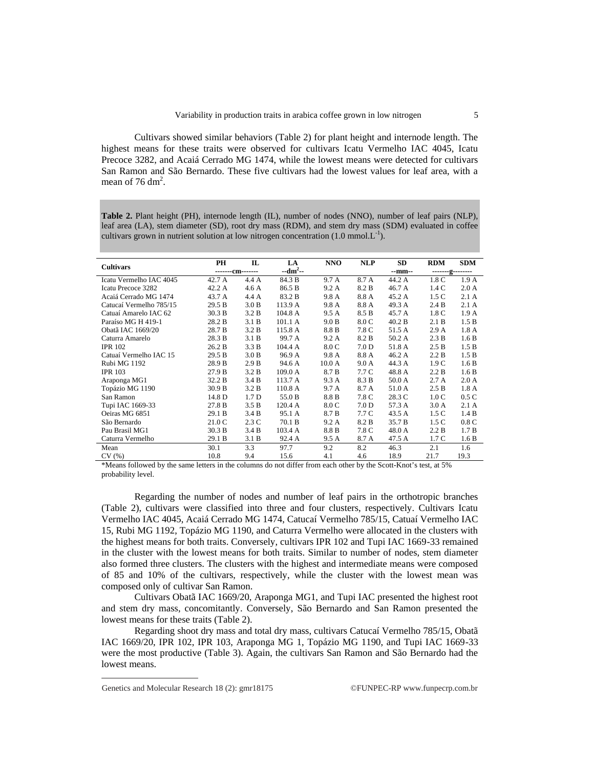Cultivars showed similar behaviors (Table 2) for plant height and internode length. The highest means for these traits were observed for cultivars Icatu Vermelho IAC 4045, Icatu Precoce 3282, and Acaiá Cerrado MG 1474, while the lowest means were detected for cultivars San Ramon and São Bernardo. These five cultivars had the lowest values for leaf area, with a mean of 76 $dm^2$.

**Table 2.** Plant height (PH), internode length (IL), number of nodes (NNO), number of leaf pairs (NLP), leaf area (LA), stem diameter (SD), root dry mass (RDM), and stem dry mass (SDM) evaluated in coffee cultivars grown in nutrient solution at low nitrogen concentration (1.0 $mmol.L^{-1}$).

| Cultivars | PH | IL | LA | NNO | NLP | SD | RDM | SDM |
|---|---|---|---|---|---|---|---|---|
| | -------cm------- | | --$dm^2$-- | | | --mm-- | -------g-------- | |
| Icatu Vermelho IAC 4045 | 42.7 A | 4.4 A | 84.3 B | 9.7 A | 8.7 A | 44.2 A | 1.8 C | 1.9 A |
| Icatu Precoce 3282 | 42.2 A | 4.6 A | 86.5 B | 9.2 A | 8.2 B | 46.7 A | 1.4 C | 2.0 A |
| Acaiá Cerrado MG 1474 | 43.7 A | 4.4 A | 83.2 B | 9.8 A | 8.8 A | 45.2 A | 1.5 C | 2.1 A |
| Catucaí Vermelho 785/15 | 29.5 B | 3.0 B | 113.9 A | 9.8 A | 8.8 A | 49.3 A | 2.4 B | 2.1 A |
| Catuaí Amarelo IAC 62 | 30.3 B | 3.2 B | 104.8 A | 9.5 A | 8.5 B | 45.7 A | 1.8 C | 1.9 A |
| Paraíso MG H 419-1 | 28.2 B | 3.1 B | 101.1 A | 9.0 B | 8.0 C | 40.2 B | 2.1 B | 1.5 B |
| Obatã IAC 1669/20 | 28.7 B | 3.2 B | 115.8 A | 8.8 B | 7.8 C | 51.5 A | 2.9 A | 1.8 A |
| Caturra Amarelo | 28.3 B | 3.1 B | 99.7 A | 9.2 A | 8.2 B | 50.2 A | 2.3 B | 1.6 B |
| IPR 102 | 26.2 B | 3.3 B | 104.4 A | 8.0 C | 7.0 D | 51.8 A | 2.5 B | 1.5 B |
| Catuaí Vermelho IAC 15 | 29.5 B | 3.0 B | 96.9 A | 9.8 A | 8.8 A | 46.2 A | 2.2 B | 1.5 B |
| Rubi MG 1192 | 28.9 B | 2.9 B | 94.6 A | 10.0 A | 9.0 A | 44.3 A | 1.9 C | 1.6 B |
| IPR 103 | 27.9 B | 3.2 B | 109.0 A | 8.7 B | 7.7 C | 48.8 A | 2.2 B | 1.6 B |
| Araponga MG1 | 32.2 B | 3.4 B | 113.7 A | 9.3 A | 8.3 B | 50.0 A | 2.7 A | 2.0 A |
| Topázio MG 1190 | 30.9 B | 3.2 B | 110.8 A | 9.7 A | 8.7 A | 51.0 A | 2.5 B | 1.8 A |
| San Ramon | 14.8 D | 1.7 D | 55.0 B | 8.8 B | 7.8 C | 28.3 C | 1.0 C | 0.5 C |
| Tupi IAC 1669-33 | 27.8 B | 3.5 B | 120.4 A | 8.0 C | 7.0 D | 57.3 A | 3.0 A | 2.1 A |
| Oeiras MG 6851 | 29.1 B | 3.4 B | 95.1 A | 8.7 B | 7.7 C | 43.5 A | 1.5 C | 1.4 B |
| São Bernardo | 21.0 C | 2.3 C | 70.1 B | 9.2 A | 8.2 B | 35.7 B | 1.5 C | 0.8 C |
| Pau Brasil MG1 | 30.3 B | 3.4 B | 103.4 A | 8.8 B | 7.8 C | 48.0 A | 2.2 B | 1.7 B |
| Caturra Vermelho | 29.1 B | 3.1 B | 92.4 A | 9.5 A | 8.7 A | 47.5 A | 1.7 C | 1.6 B |
| Mean | 30.1 | 3.3 | 97.7 | 9.2 | 8.2 | 46.3 | 2.1 | 1.6 |
| CV (%) | 10.8 | 9.4 | 15.6 | 4.1 | 4.6 | 18.9 | 21.7 | 19.3 |

*Means followed by the same letters in the columns do not differ from each other by the Scott-Knot's test, at 5% probability level.

Regarding the number of nodes and number of leaf pairs in the orthotropic branches (Table 2), cultivars were classified into three and four clusters, respectively. Cultivars Icatu Vermelho IAC 4045, Acaiá Cerrado MG 1474, Catucaí Vermelho 785/15, Catuaí Vermelho IAC 15, Rubi MG 1192, Topázio MG 1190, and Caturra Vermelho were allocated in the clusters with the highest means for both traits. Conversely, cultivars IPR 102 and Tupi IAC 1669-33 remained in the cluster with the lowest means for both traits. Similar to number of nodes, stem diameter also formed three clusters. The clusters with the highest and intermediate means were composed of 85 and 10% of the cultivars, respectively, while the cluster with the lowest mean was composed only of cultivar San Ramon.

Cultivars Obatã IAC 1669/20, Araponga MG1, and Tupi IAC presented the highest root and stem dry mass, concomitantly. Conversely, São Bernardo and San Ramon presented the lowest means for these traits (Table 2).

Regarding shoot dry mass and total dry mass, cultivars Catucaí Vermelho 785/15, Obatã IAC 1669/20, IPR 102, IPR 103, Araponga MG 1, Topázio MG 1190, and Tupi IAC 1669-33 were the most productive (Table 3). Again, the cultivars San Ramon and São Bernardo had the lowest means.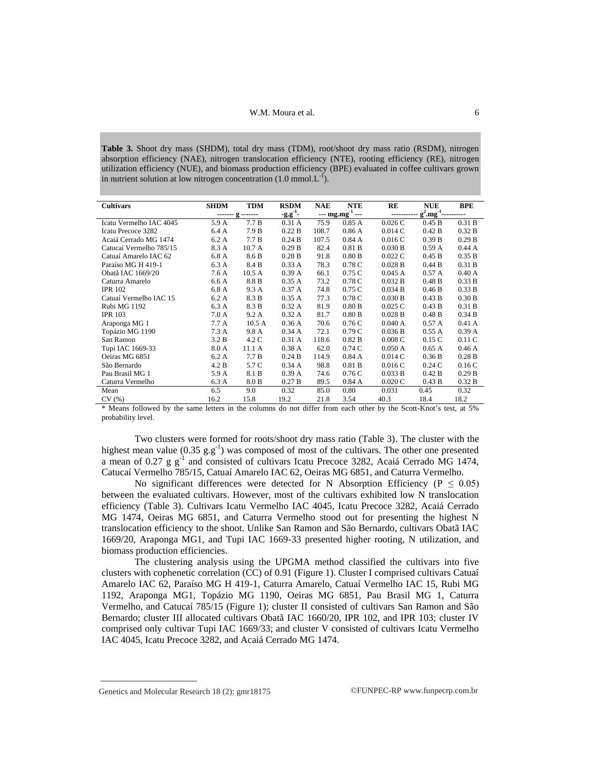**Table 3.** Shoot dry mass (SHDM), total dry mass (TDM), root/shoot dry mass ratio (RSDM), nitrogen absorption efficiency (NAE), nitrogen translocation efficiency (NTE), rooting efficiency (RE), nitrogen utilization efficiency (NUE), and biomass production efficiency (BPE) evaluated in coffee cultivars grown in nutrient solution at low nitrogen concentration (1.0 $mmol.L^{-1}$).

| Cultivars | SHDM | TDM | RSDM | NAE | NTE | RE | NUE | BPE |
|---|---|---|---|---|---|---|---|---|
| | ------- g ------- | | $-g.g^{-1}-$ | --- $mg.mg^{-1}$ --- | | ----------- $g^2.mg^{-1}$ ---------- | | |
| Icatu Vermelho IAC 4045 | 5.9 A | 7.7 B | 0.31 A | 75.9 | 0.85 A | 0.026 C | 0.45 B | 0.31 B |
| Icatu Precoce 3282 | 6.4 A | 7.9 B | 0.22 B | 108.7 | 0.86 A | 0.014 C | 0.42 B | 0.32 B |
| Acaiá Cerrado MG 1474 | 6.2 A | 7.7 B | 0.24 B | 107.5 | 0.84 A | 0.016 C | 0.39 B | 0.29 B |
| Catucaí Vermelho 785/15 | 8.3 A | 10.7 A | 0.29 B | 82.4 | 0.81 B | 0.030 B | 0.59 A | 0.44 A |
| Catuaí Amarelo IAC 62 | 6.8 A | 8.6 B | 0.28 B | 91.8 | 0.80 B | 0.022 C | 0.45 B | 0.35 B |
| Paraíso MG H 419-1 | 6.3 A | 8.4 B | 0.33 A | 78.3 | 0.78 C | 0.028 B | 0.44 B | 0.31 B |
| Obatã IAC 1669/20 | 7.6 A | 10.5 A | 0.39 A | 66.1 | 0.75 C | 0.045 A | 0.57 A | 0.40 A |
| Caturra Amarelo | 6.6 A | 8.8 B | 0.35 A | 73.2 | 0.78 C | 0.032 B | 0.48 B | 0.33 B |
| IPR 102 | 6.8 A | 9.3 A | 0.37 A | 74.8 | 0.75 C | 0.034 B | 0.46 B | 0.33 B |
| Catuaí Vermelho IAC 15 | 6.2 A | 8.3 B | 0.35 A | 77.3 | 0.78 C | 0.030 B | 0.43 B | 0.30 B |
| Rubi MG 1192 | 6.3 A | 8.3 B | 0.32 A | 81.9 | 0.80 B | 0.025 C | 0.43 B | 0.31 B |
| IPR 103 | 7.0 A | 9.2 A | 0.32 A | 81.7 | 0.80 B | 0.028 B | 0.48 B | 0.34 B |
| Araponga MG 1 | 7.7 A | 10.5 A | 0.36 A | 70.6 | 0.76 C | 0.040 A | 0.57 A | 0.41 A |
| Topázio MG 1190 | 7.3 A | 9.8 A | 0.34 A | 72.1 | 0.79 C | 0.036 B | 0.55 A | 0.39 A |
| San Ramon | 3.2 B | 4.2 C | 0.31 A | 118.6 | 0.82 B | 0.008 C | 0.15 C | 0.11 C |
| Tupi IAC 1669-33 | 8.0 A | 11.1 A | 0.38 A | 62.0 | 0.74 C | 0.050 A | 0.65 A | 0.46 A |
| Oeiras MG 6851 | 6.2 A | 7.7 B | 0.24 B | 114.9 | 0.84 A | 0.014 C | 0.36 B | 0.28 B |
| São Bernardo | 4.2 B | 5.7 C | 0.34 A | 98.8 | 0.81 B | 0.016 C | 0.24 C | 0.16 C |
| Pau Brasil MG 1 | 5.9 A | 8.1 B | 0.39 A | 74.6 | 0.76 C | 0.033 B | 0.42 B | 0.29 B |
| Caturra Vermelho | 6.3 A | 8.0 B | 0.27 B | 89.5 | 0.84 A | 0.020 C | 0.43 B | 0.32 B |
| Mean | 6.5 | 9.0 | 0.32 | 85.0 | 0.80 | 0.031 | 0.45 | 0.32 |
| CV (%) | 16.2 | 15.8 | 19.2 | 21.8 | 3.54 | 40.3 | 18.4 | 18.2 |

* Means followed by the same letters in the columns do not differ from each other by the Scott-Knot's test, at 5% probability level.

Two clusters were formed for roots/shoot dry mass ratio (Table 3). The cluster with the highest mean value (0.35 $g.g^{-1}$) was composed of most of the cultivars. The other one presented a mean of 0.27 $g\ g^{-1}$ and consisted of cultivars Icatu Precoce 3282, Acaiá Cerrado MG 1474, Catucaí Vermelho 785/15, Catuaí Amarelo IAC 62, Oeiras MG 6851, and Caturra Vermelho.

No significant differences were detected for N Absorption Efficiency ($P \leq 0.05$) between the evaluated cultivars. However, most of the cultivars exhibited low N translocation efficiency (Table 3). Cultivars Icatu Vermelho IAC 4045, Icatu Precoce 3282, Acaiá Cerrado MG 1474, Oeiras MG 6851, and Caturra Vermelho stood out for presenting the highest N translocation efficiency to the shoot. Unlike San Ramon and São Bernardo, cultivars Obatã IAC 1669/20, Araponga MG1, and Tupi IAC 1669-33 presented higher rooting, N utilization, and biomass production efficiencies.

The clustering analysis using the UPGMA method classified the cultivars into five clusters with cophenetic correlation (CC) of 0.91 (Figure 1). Cluster I comprised cultivars Catuaí Amarelo IAC 62, Paraíso MG H 419-1, Caturra Amarelo, Catuaí Vermelho IAC 15, Rubi MG 1192, Araponga MG1, Topázio MG 1190, Oeiras MG 6851, Pau Brasil MG 1, Caturra Vermelho, and Catucaí 785/15 (Figure 1); cluster II consisted of cultivars San Ramon and São Bernardo; cluster III allocated cultivars Obatã IAC 1660/20, IPR 102, and IPR 103; cluster IV comprised only cultivar Tupi IAC 1669/33; and cluster V consisted of cultivars Icatu Vermelho IAC 4045, Icatu Precoce 3282, and Acaiá Cerrado MG 1474.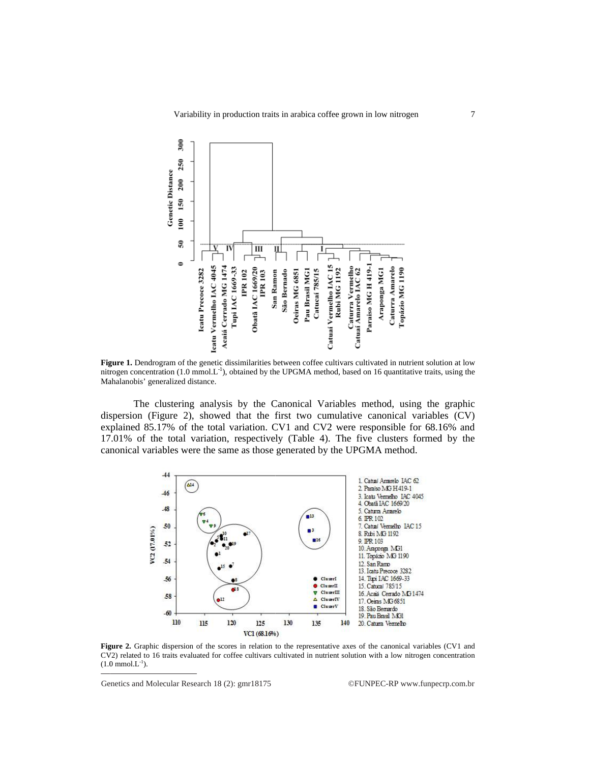**Figure 1.** Dendrogram of the genetic dissimilarities between coffee cultivars cultivated in nutrient solution at low nitrogen concentration (1.0 mmol.L$^{-1}$), obtained by the UPGMA method, based on 16 quantitative traits, using the Mahalanobis' generalized distance.

The clustering analysis by the Canonical Variables method, using the graphic dispersion (Figure 2), showed that the first two cumulative canonical variables (CV) explained 85.17% of the total variation. CV1 and CV2 were responsible for 68.16% and 17.01% of the total variation, respectively (Table 4). The five clusters formed by the canonical variables were the same as those generated by the UPGMA method.

**Figure 2.** Graphic dispersion of the scores in relation to the representative axes of the canonical variables (CV1 and CV2) related to 16 traits evaluated for coffee cultivars cultivated in nutrient solution with a low nitrogen concentration (1.0 mmol.L$^{-1}$).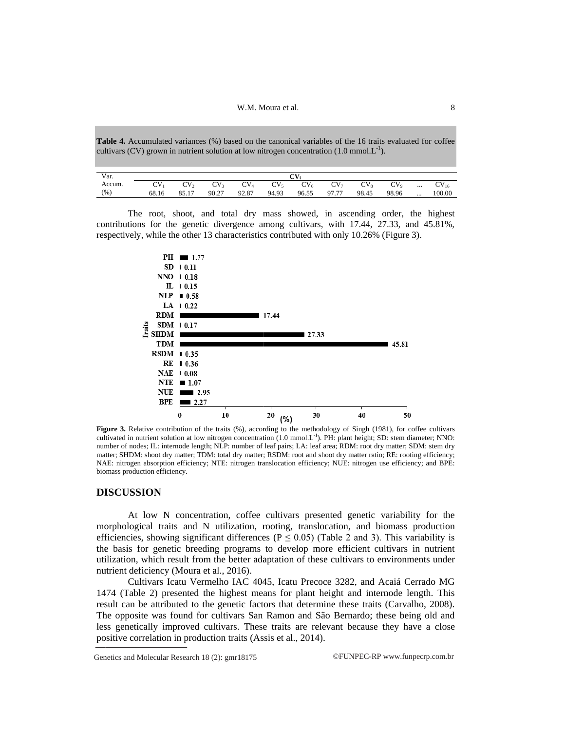**Table 4.** Accumulated variances (%) based on the canonical variables of the 16 traits evaluated for coffee cultivars (CV) grown in nutrient solution at low nitrogen concentration (1.0 mmol.$L^{-1}$).

| Var. | $CV_i$ | | | | | | | | | | |
|---|---|---|---|---|---|---|---|---|---|---|---|
| Accum. | $CV_1$ | $CV_2$ | $CV_3$ | $CV_4$ | $CV_5$ | $CV_6$ | $CV_7$ | $CV_8$ | $CV_9$ | ... | $CV_{16}$ |
| (%) | 68.16 | 85.17 | 90.27 | 92.87 | 94.93 | 96.55 | 97.77 | 98.45 | 98.96 | ... | 100.00 |

The root, shoot, and total dry mass showed, in ascending order, the highest contributions for the genetic divergence among cultivars, with 17.44, 27.33, and 45.81%, respectively, while the other 13 characteristics contributed with only 10.26% (Figure 3).

| Traits | (%) |
|---|---|
| PH | 1.77 |
| SD | 0.11 |
| NNO | 0.18 |
| IL | 0.15 |
| NLP | 0.58 |
| LA | 0.22 |
| RDM | 17.44 |
| SDM | 0.17 |
| SHDM | 27.33 |
| TDM | 45.81 |
| RSDM | 0.35 |
| RE | 0.36 |
| NAE | 0.08 |
| NTE | 1.07 |
| NUE | 2.95 |
| BPE | 2.27 |

**Figure 3.** Relative contribution of the traits (%), according to the methodology of Singh (1981), for coffee cultivars cultivated in nutrient solution at low nitrogen concentration (1.0 mmol.$L^{-1}$). PH: plant height; SD: stem diameter; NNO: number of nodes; IL: internode length; NLP: number of leaf pairs; LA: leaf area; RDM: root dry matter; SDM: stem dry matter; SHDM: shoot dry matter; TDM: total dry matter; RSDM: root and shoot dry matter ratio; RE: rooting efficiency; NAE: nitrogen absorption efficiency; NTE: nitrogen translocation efficiency; NUE: nitrogen use efficiency; and BPE: biomass production efficiency.

## DISCUSSION

At low N concentration, coffee cultivars presented genetic variability for the morphological traits and N utilization, rooting, translocation, and biomass production efficiencies, showing significant differences ($P \leq 0.05$) (Table 2 and 3). This variability is the basis for genetic breeding programs to develop more efficient cultivars in nutrient utilization, which result from the better adaptation of these cultivars to environments under nutrient deficiency (Moura et al., 2016).

Cultivars Icatu Vermelho IAC 4045, Icatu Precoce 3282, and Acaiá Cerrado MG 1474 (Table 2) presented the highest means for plant height and internode length. This result can be attributed to the genetic factors that determine these traits (Carvalho, 2008). The opposite was found for cultivars San Ramon and São Bernardo; these being old and less genetically improved cultivars. These traits are relevant because they have a close positive correlation in production traits (Assis et al., 2014).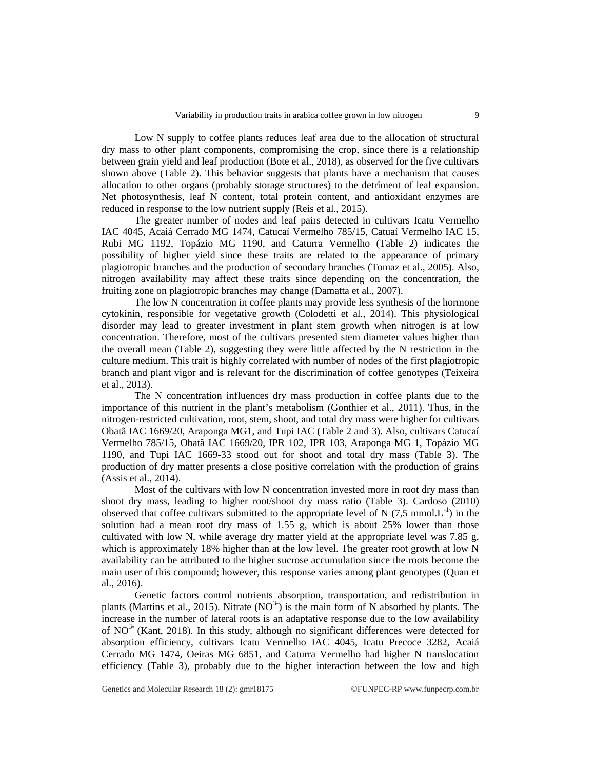Low N supply to coffee plants reduces leaf area due to the allocation of structural dry mass to other plant components, compromising the crop, since there is a relationship between grain yield and leaf production (Bote et al., 2018), as observed for the five cultivars shown above (Table 2). This behavior suggests that plants have a mechanism that causes allocation to other organs (probably storage structures) to the detriment of leaf expansion. Net photosynthesis, leaf N content, total protein content, and antioxidant enzymes are reduced in response to the low nutrient supply (Reis et al., 2015).

The greater number of nodes and leaf pairs detected in cultivars Icatu Vermelho IAC 4045, Acaiá Cerrado MG 1474, Catucaí Vermelho 785/15, Catuaí Vermelho IAC 15, Rubi MG 1192, Topázio MG 1190, and Caturra Vermelho (Table 2) indicates the possibility of higher yield since these traits are related to the appearance of primary plagiotropic branches and the production of secondary branches (Tomaz et al., 2005). Also, nitrogen availability may affect these traits since depending on the concentration, the fruiting zone on plagiotropic branches may change (Damatta et al., 2007).

The low N concentration in coffee plants may provide less synthesis of the hormone cytokinin, responsible for vegetative growth (Colodetti et al., 2014). This physiological disorder may lead to greater investment in plant stem growth when nitrogen is at low concentration. Therefore, most of the cultivars presented stem diameter values higher than the overall mean (Table 2), suggesting they were little affected by the N restriction in the culture medium. This trait is highly correlated with number of nodes of the first plagiotropic branch and plant vigor and is relevant for the discrimination of coffee genotypes (Teixeira et al., 2013).

The N concentration influences dry mass production in coffee plants due to the importance of this nutrient in the plant's metabolism (Gonthier et al., 2011). Thus, in the nitrogen-restricted cultivation, root, stem, shoot, and total dry mass were higher for cultivars Obatã IAC 1669/20, Araponga MG1, and Tupi IAC (Table 2 and 3). Also, cultivars Catucaí Vermelho 785/15, Obatã IAC 1669/20, IPR 102, IPR 103, Araponga MG 1, Topázio MG 1190, and Tupi IAC 1669-33 stood out for shoot and total dry mass (Table 3). The production of dry matter presents a close positive correlation with the production of grains (Assis et al., 2014).

Most of the cultivars with low N concentration invested more in root dry mass than shoot dry mass, leading to higher root/shoot dry mass ratio (Table 3). Cardoso (2010) observed that coffee cultivars submitted to the appropriate level of N (7,5 $mmol.L^{-1}$) in the solution had a mean root dry mass of 1.55 g, which is about 25% lower than those cultivated with low N, while average dry matter yield at the appropriate level was 7.85 g, which is approximately 18% higher than at the low level. The greater root growth at low N availability can be attributed to the higher sucrose accumulation since the roots become the main user of this compound; however, this response varies among plant genotypes (Quan et al., 2016).

Genetic factors control nutrients absorption, transportation, and redistribution in plants (Martins et al., 2015). Nitrate ($NO^{3-}$) is the main form of N absorbed by plants. The increase in the number of lateral roots is an adaptative response due to the low availability of $NO^{3-}$ (Kant, 2018). In this study, although no significant differences were detected for absorption efficiency, cultivars Icatu Vermelho IAC 4045, Icatu Precoce 3282, Acaiá Cerrado MG 1474, Oeiras MG 6851, and Caturra Vermelho had higher N translocation efficiency (Table 3), probably due to the higher interaction between the low and high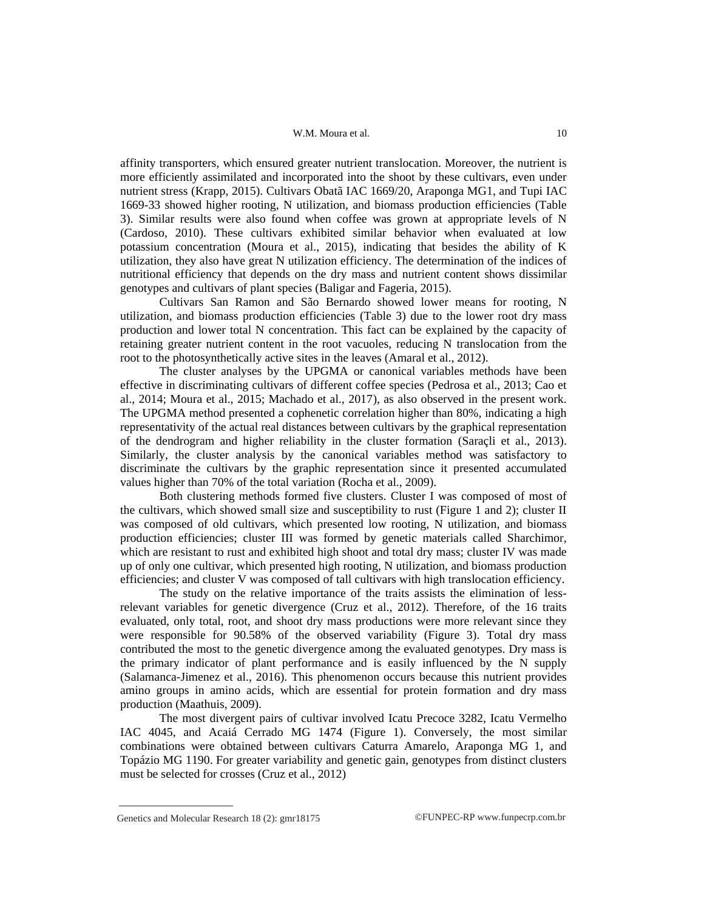affinity transporters, which ensured greater nutrient translocation. Moreover, the nutrient is more efficiently assimilated and incorporated into the shoot by these cultivars, even under nutrient stress (Krapp, 2015). Cultivars Obatã IAC 1669/20, Araponga MG1, and Tupi IAC 1669-33 showed higher rooting, N utilization, and biomass production efficiencies (Table 3). Similar results were also found when coffee was grown at appropriate levels of N (Cardoso, 2010). These cultivars exhibited similar behavior when evaluated at low potassium concentration (Moura et al., 2015), indicating that besides the ability of K utilization, they also have great N utilization efficiency. The determination of the indices of nutritional efficiency that depends on the dry mass and nutrient content shows dissimilar genotypes and cultivars of plant species (Baligar and Fageria, 2015).

Cultivars San Ramon and São Bernardo showed lower means for rooting, N utilization, and biomass production efficiencies (Table 3) due to the lower root dry mass production and lower total N concentration. This fact can be explained by the capacity of retaining greater nutrient content in the root vacuoles, reducing N translocation from the root to the photosynthetically active sites in the leaves (Amaral et al., 2012).

The cluster analyses by the UPGMA or canonical variables methods have been effective in discriminating cultivars of different coffee species (Pedrosa et al., 2013; Cao et al., 2014; Moura et al., 2015; Machado et al., 2017), as also observed in the present work. The UPGMA method presented a cophenetic correlation higher than 80%, indicating a high representativity of the actual real distances between cultivars by the graphical representation of the dendrogram and higher reliability in the cluster formation (Saraçli et al., 2013). Similarly, the cluster analysis by the canonical variables method was satisfactory to discriminate the cultivars by the graphic representation since it presented accumulated values higher than 70% of the total variation (Rocha et al., 2009).

Both clustering methods formed five clusters. Cluster I was composed of most of the cultivars, which showed small size and susceptibility to rust (Figure 1 and 2); cluster II was composed of old cultivars, which presented low rooting, N utilization, and biomass production efficiencies; cluster III was formed by genetic materials called Sharchimor, which are resistant to rust and exhibited high shoot and total dry mass; cluster IV was made up of only one cultivar, which presented high rooting, N utilization, and biomass production efficiencies; and cluster V was composed of tall cultivars with high translocation efficiency.

The study on the relative importance of the traits assists the elimination of less-relevant variables for genetic divergence (Cruz et al., 2012). Therefore, of the 16 traits evaluated, only total, root, and shoot dry mass productions were more relevant since they were responsible for 90.58% of the observed variability (Figure 3). Total dry mass contributed the most to the genetic divergence among the evaluated genotypes. Dry mass is the primary indicator of plant performance and is easily influenced by the N supply (Salamanca-Jimenez et al., 2016). This phenomenon occurs because this nutrient provides amino groups in amino acids, which are essential for protein formation and dry mass production (Maathuis, 2009).

The most divergent pairs of cultivar involved Icatu Precoce 3282, Icatu Vermelho IAC 4045, and Acaiá Cerrado MG 1474 (Figure 1). Conversely, the most similar combinations were obtained between cultivars Caturra Amarelo, Araponga MG 1, and Topázio MG 1190. For greater variability and genetic gain, genotypes from distinct clusters must be selected for crosses (Cruz et al., 2012)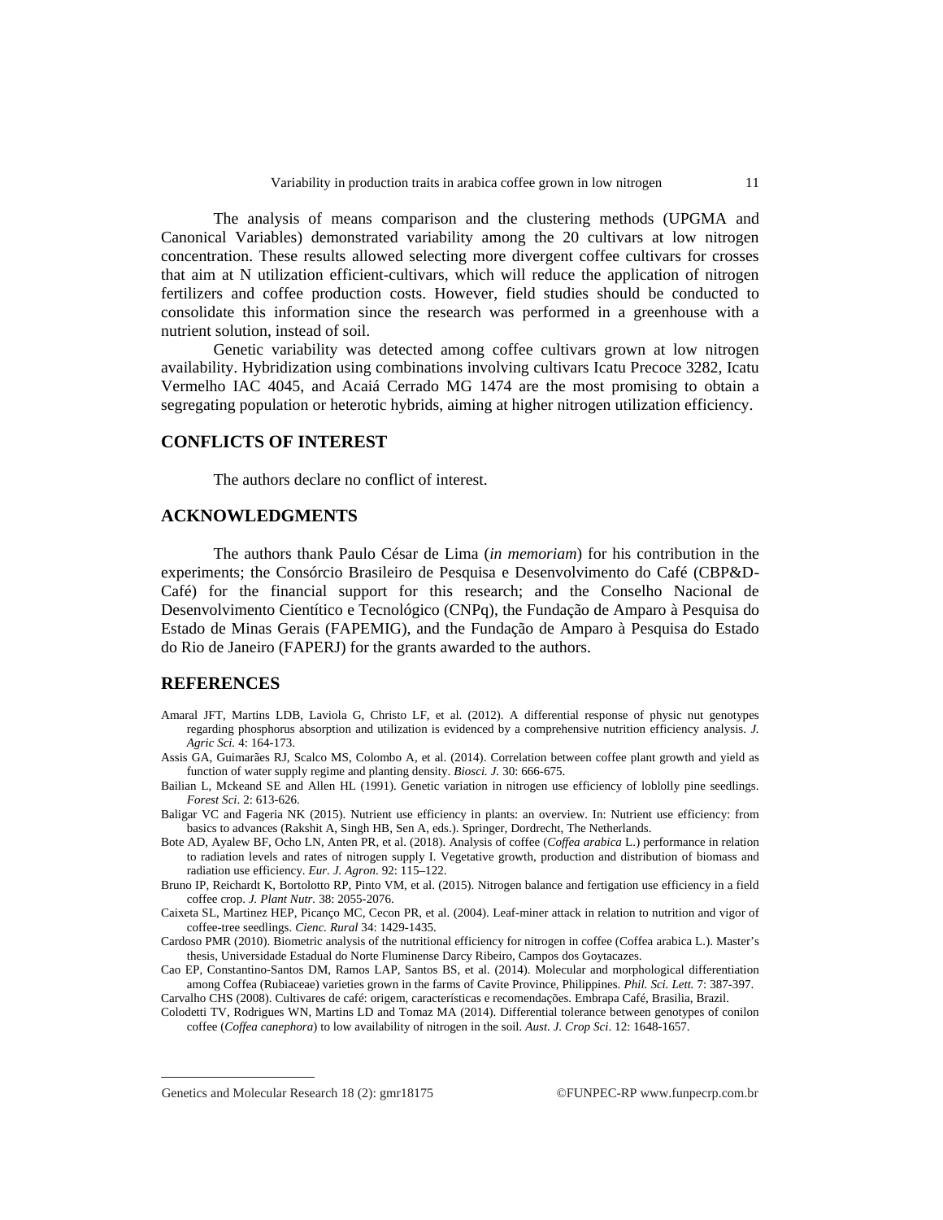The analysis of means comparison and the clustering methods (UPGMA and Canonical Variables) demonstrated variability among the 20 cultivars at low nitrogen concentration. These results allowed selecting more divergent coffee cultivars for crosses that aim at N utilization efficient-cultivars, which will reduce the application of nitrogen fertilizers and coffee production costs. However, field studies should be conducted to consolidate this information since the research was performed in a greenhouse with a nutrient solution, instead of soil.

Genetic variability was detected among coffee cultivars grown at low nitrogen availability. Hybridization using combinations involving cultivars Icatu Precoce 3282, Icatu Vermelho IAC 4045, and Acaiá Cerrado MG 1474 are the most promising to obtain a segregating population or heterotic hybrids, aiming at higher nitrogen utilization efficiency.

## CONFLICTS OF INTEREST

The authors declare no conflict of interest.

## ACKNOWLEDGMENTS

The authors thank Paulo César de Lima (*in memoriam*) for his contribution in the experiments; the Consórcio Brasileiro de Pesquisa e Desenvolvimento do Café (CBP&D-Café) for the financial support for this research; and the Conselho Nacional de Desenvolvimento Cientítico e Tecnológico (CNPq), the Fundação de Amparo à Pesquisa do Estado de Minas Gerais (FAPEMIG), and the Fundação de Amparo à Pesquisa do Estado do Rio de Janeiro (FAPERJ) for the grants awarded to the authors.

## REFERENCES

Amaral JFT, Martins LDB, Laviola G, Christo LF, et al. (2012). A differential response of physic nut genotypes regarding phosphorus absorption and utilization is evidenced by a comprehensive nutrition efficiency analysis. *J. Agric Sci.* 4: 164-173.

Assis GA, Guimarães RJ, Scalco MS, Colombo A, et al. (2014). Correlation between coffee plant growth and yield as function of water supply regime and planting density. *Biosci. J.* 30: 666-675.

Bailian L, Mckeand SE and Allen HL (1991). Genetic variation in nitrogen use efficiency of loblolly pine seedlings. *Forest Sci*. 2: 613-626.

Baligar VC and Fageria NK (2015). Nutrient use efficiency in plants: an overview. In: Nutrient use efficiency: from basics to advances (Rakshit A, Singh HB, Sen A, eds.). Springer, Dordrecht, The Netherlands.

Bote AD, Ayalew BF, Ocho LN, Anten PR, et al. (2018). Analysis of coffee (*Coffea arabica* L.) performance in relation to radiation levels and rates of nitrogen supply I. Vegetative growth, production and distribution of biomass and radiation use efficiency. *Eur. J. Agron*. 92: 115–122.

Bruno IP, Reichardt K, Bortolotto RP, Pinto VM, et al. (2015). Nitrogen balance and fertigation use efficiency in a field coffee crop. *J. Plant Nutr.* 38: 2055-2076.

Caixeta SL, Martinez HEP, Picanço MC, Cecon PR, et al. (2004). Leaf-miner attack in relation to nutrition and vigor of coffee-tree seedlings. *Cienc. Rural* 34: 1429-1435.

Cardoso PMR (2010). Biometric analysis of the nutritional efficiency for nitrogen in coffee (Coffea arabica L.). Master's thesis, Universidade Estadual do Norte Fluminense Darcy Ribeiro, Campos dos Goytacazes.

Cao EP, Constantino-Santos DM, Ramos LAP, Santos BS, et al. (2014). Molecular and morphological differentiation among Coffea (Rubiaceae) varieties grown in the farms of Cavite Province, Philippines. *Phil. Sci. Lett.* 7: 387-397.

Carvalho CHS (2008). Cultivares de café: origem, características e recomendações. Embrapa Café, Brasilia, Brazil.

Colodetti TV, Rodrigues WN, Martins LD and Tomaz MA (2014). Differential tolerance between genotypes of conilon coffee (*Coffea canephora*) to low availability of nitrogen in the soil. *Aust. J. Crop Sci*. 12: 1648-1657.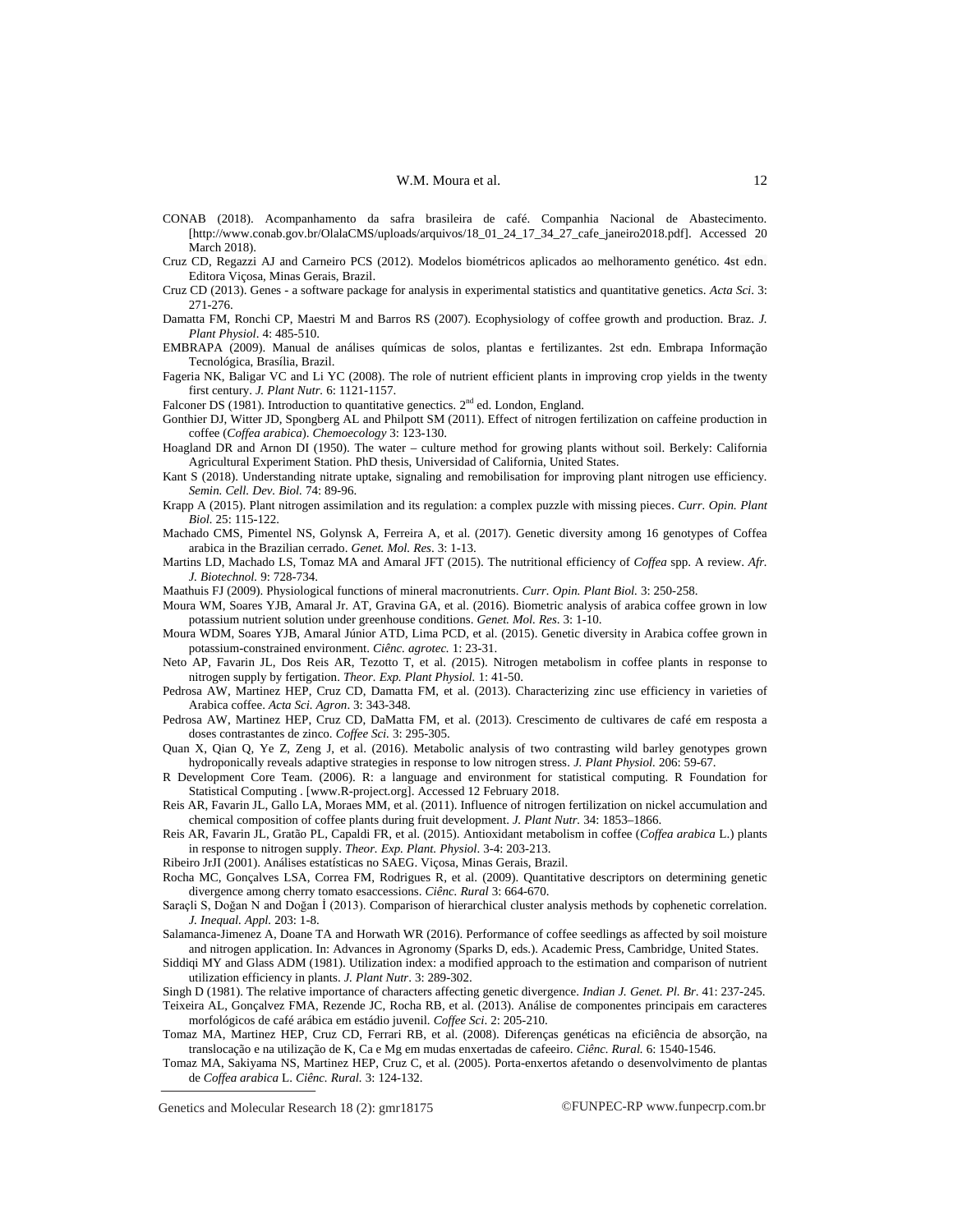CONAB (2018). Acompanhamento da safra brasileira de café. Companhia Nacional de Abastecimento. [http://www.conab.gov.br/OlalaCMS/uploads/arquivos/18_01_24_17_34_27_cafe_janeiro2018.pdf]. Accessed 20 March 2018).

Cruz CD, Regazzi AJ and Carneiro PCS (2012). Modelos biométricos aplicados ao melhoramento genético. 4st edn. Editora Viçosa, Minas Gerais, Brazil.

Cruz CD (2013). Genes - a software package for analysis in experimental statistics and quantitative genetics. *Acta Sci*. 3: 271-276.

Damatta FM, Ronchi CP, Maestri M and Barros RS (2007). Ecophysiology of coffee growth and production. Braz. *J. Plant Physiol*. 4: 485-510.

EMBRAPA (2009). Manual de análises químicas de solos, plantas e fertilizantes. 2st edn. Embrapa Informação Tecnológica, Brasília, Brazil.

Fageria NK, Baligar VC and Li YC (2008). The role of nutrient efficient plants in improving crop yields in the twenty first century. *J. Plant Nutr.* 6: 1121-1157.

Falconer DS (1981). Introduction to quantitative genectics. 2nd ed. London, England.

Gonthier DJ, Witter JD, Spongberg AL and Philpott SM (2011). Effect of nitrogen fertilization on caffeine production in coffee (*Coffea arabica*). *Chemoecology* 3: 123-130.

Hoagland DR and Arnon DI (1950). The water – culture method for growing plants without soil. Berkely: California Agricultural Experiment Station. PhD thesis, Universidad of California, United States.

Kant S (2018). Understanding nitrate uptake, signaling and remobilisation for improving plant nitrogen use efficiency. *Semin. Cell. Dev. Biol.* 74: 89-96.

Krapp A (2015). Plant nitrogen assimilation and its regulation: a complex puzzle with missing pieces. *Curr. Opin. Plant Biol.* 25: 115-122.

Machado CMS, Pimentel NS, Golynsk A, Ferreira A, et al. (2017). Genetic diversity among 16 genotypes of Coffea arabica in the Brazilian cerrado. *Genet. Mol. Res*. 3: 1-13.

Martins LD, Machado LS, Tomaz MA and Amaral JFT (2015). The nutritional efficiency of *Coffea* spp. A review. *Afr. J. Biotechnol.* 9: 728-734.

Maathuis FJ (2009). Physiological functions of mineral macronutrients. *Curr. Opin. Plant Biol*. 3: 250-258.

Moura WM, Soares YJB, Amaral Jr. AT, Gravina GA, et al. (2016). Biometric analysis of arabica coffee grown in low potassium nutrient solution under greenhouse conditions. *Genet. Mol. Res*. 3: 1-10.

Moura WDM, Soares YJB, Amaral Júnior ATD, Lima PCD, et al. (2015). Genetic diversity in Arabica coffee grown in potassium-constrained environment. *Ciênc. agrotec.* 1: 23-31.

Neto AP, Favarin JL, Dos Reis AR, Tezotto T, et al. (2015). Nitrogen metabolism in coffee plants in response to nitrogen supply by fertigation. *Theor. Exp. Plant Physiol.* 1: 41-50.

Pedrosa AW, Martinez HEP, Cruz CD, Damatta FM, et al. (2013). Characterizing zinc use efficiency in varieties of Arabica coffee. *Acta Sci. Agron*. 3: 343-348.

Pedrosa AW, Martinez HEP, Cruz CD, DaMatta FM, et al. (2013). Crescimento de cultivares de café em resposta a doses contrastantes de zinco. *Coffee Sci.* 3: 295-305.

Quan X, Qian Q, Ye Z, Zeng J, et al. (2016). Metabolic analysis of two contrasting wild barley genotypes grown hydroponically reveals adaptive strategies in response to low nitrogen stress. *J. Plant Physiol.* 206: 59-67.

R Development Core Team. (2006). R: a language and environment for statistical computing. R Foundation for Statistical Computing . [www.R-project.org]. Accessed 12 February 2018.

Reis AR, Favarin JL, Gallo LA, Moraes MM, et al. (2011). Influence of nitrogen fertilization on nickel accumulation and chemical composition of coffee plants during fruit development. *J. Plant Nutr.* 34: 1853–1866.

Reis AR, Favarin JL, Gratão PL, Capaldi FR, et al. (2015). Antioxidant metabolism in coffee (*Coffea arabica* L.) plants in response to nitrogen supply. *Theor. Exp. Plant. Physiol*. 3-4: 203-213.

Ribeiro JrJI (2001). Análises estatísticas no SAEG. Viçosa, Minas Gerais, Brazil.

Rocha MC, Gonçalves LSA, Correa FM, Rodrigues R, et al. (2009). Quantitative descriptors on determining genetic divergence among cherry tomato esaccessions. *Ciênc. Rural* 3: 664-670.

Saraçli S, Doğan N and Doğan İ (2013). Comparison of hierarchical cluster analysis methods by cophenetic correlation. *J. Inequal. Appl.* 203: 1-8.

Salamanca-Jimenez A, Doane TA and Horwath WR (2016). Performance of coffee seedlings as affected by soil moisture and nitrogen application. In: Advances in Agronomy (Sparks D, eds.). Academic Press, Cambridge, United States.

Siddiqi MY and Glass ADM (1981). Utilization index: a modified approach to the estimation and comparison of nutrient utilization efficiency in plants. *J. Plant Nutr*. 3: 289-302.

Singh D (1981). The relative importance of characters affecting genetic divergence. *Indian J. Genet. Pl. Br*. 41: 237-245.

Teixeira AL, Gonçalvez FMA, Rezende JC, Rocha RB, et al. (2013). Análise de componentes principais em caracteres morfológicos de café arábica em estádio juvenil. *Coffee Sci*. 2: 205-210.

Tomaz MA, Martinez HEP, Cruz CD, Ferrari RB, et al. (2008). Diferenças genéticas na eficiência de absorção, na translocação e na utilização de K, Ca e Mg em mudas enxertadas de cafeeiro. *Ciênc. Rural.* 6: 1540-1546.

Tomaz MA, Sakiyama NS, Martinez HEP, Cruz C, et al. (2005). Porta-enxertos afetando o desenvolvimento de plantas de *Coffea arabica* L. *Ciênc. Rural.* 3: 124-132.